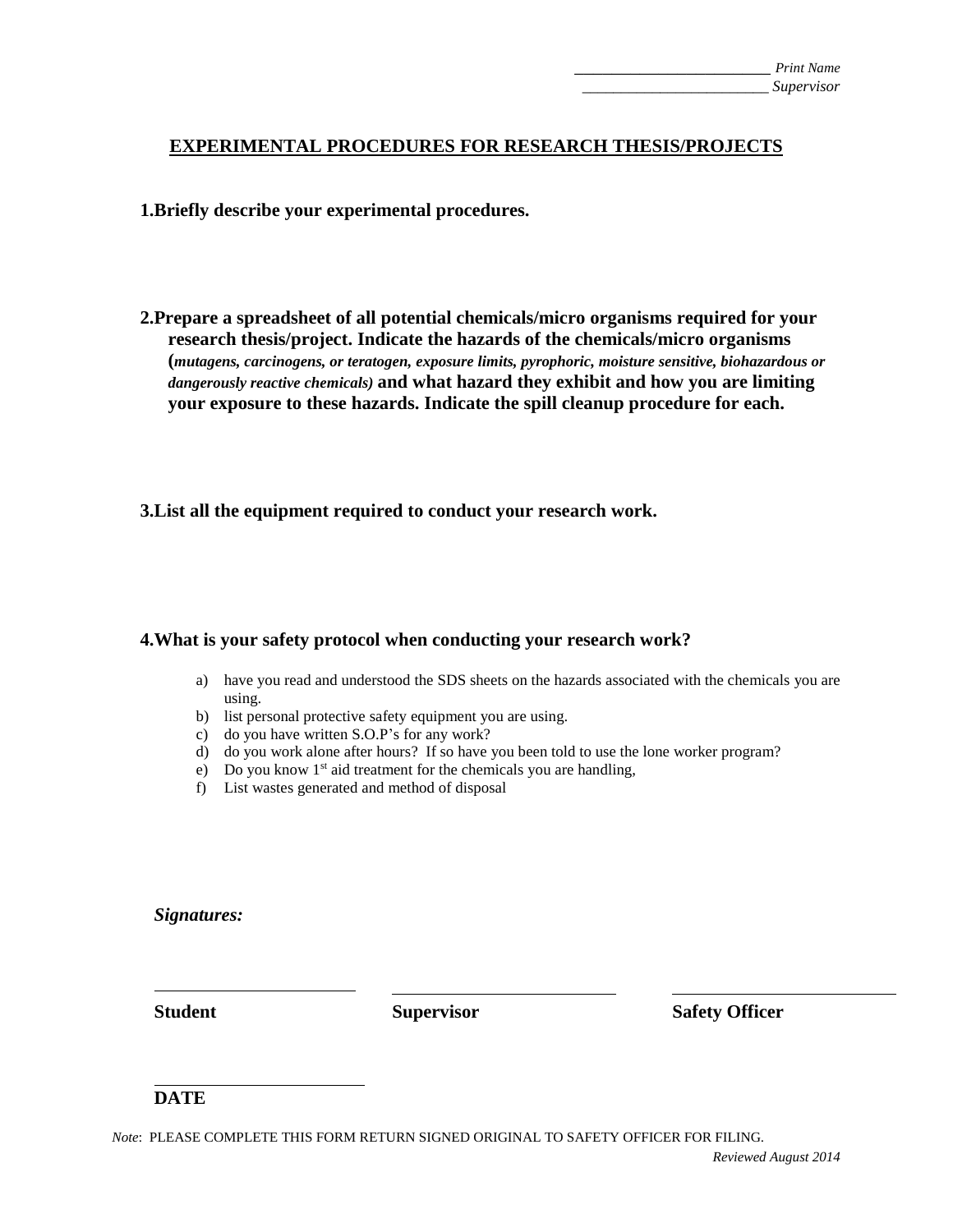_________________________ *Print Name*
_________________________ *Supervisor*

## EXPERIMENTAL PROCEDURES FOR RESEARCH THESIS/PROJECTS

**1.Briefly describe your experimental procedures.**

**2.Prepare a spreadsheet of all potential chemicals/micro organisms required for your research thesis/project. Indicate the hazards of the chemicals/micro organisms (*mutagens, carcinogens, or teratogen, exposure limits, pyrophoric, moisture sensitive, biohazardous or dangerously reactive chemicals)* and what hazard they exhibit and how you are limiting your exposure to these hazards. Indicate the spill cleanup procedure for each.**

**3.List all the equipment required to conduct your research work.**

**4.What is your safety protocol when conducting your research work?**

a) have you read and understood the SDS sheets on the hazards associated with the chemicals you are using.
b) list personal protective safety equipment you are using.
c) do you have written S.O.P's for any work?
d) do you work alone after hours? If so have you been told to use the lone worker program?
e) Do you know 1st aid treatment for the chemicals you are handling,
f) List wastes generated and method of disposal

***Signatures:***

_________________________ _________________________ _________________________
**Student** **Supervisor** **Safety Officer**

_________________________
**DATE**

*Note*: PLEASE COMPLETE THIS FORM RETURN SIGNED ORIGINAL TO SAFETY OFFICER FOR FILING.

*Reviewed August 2014*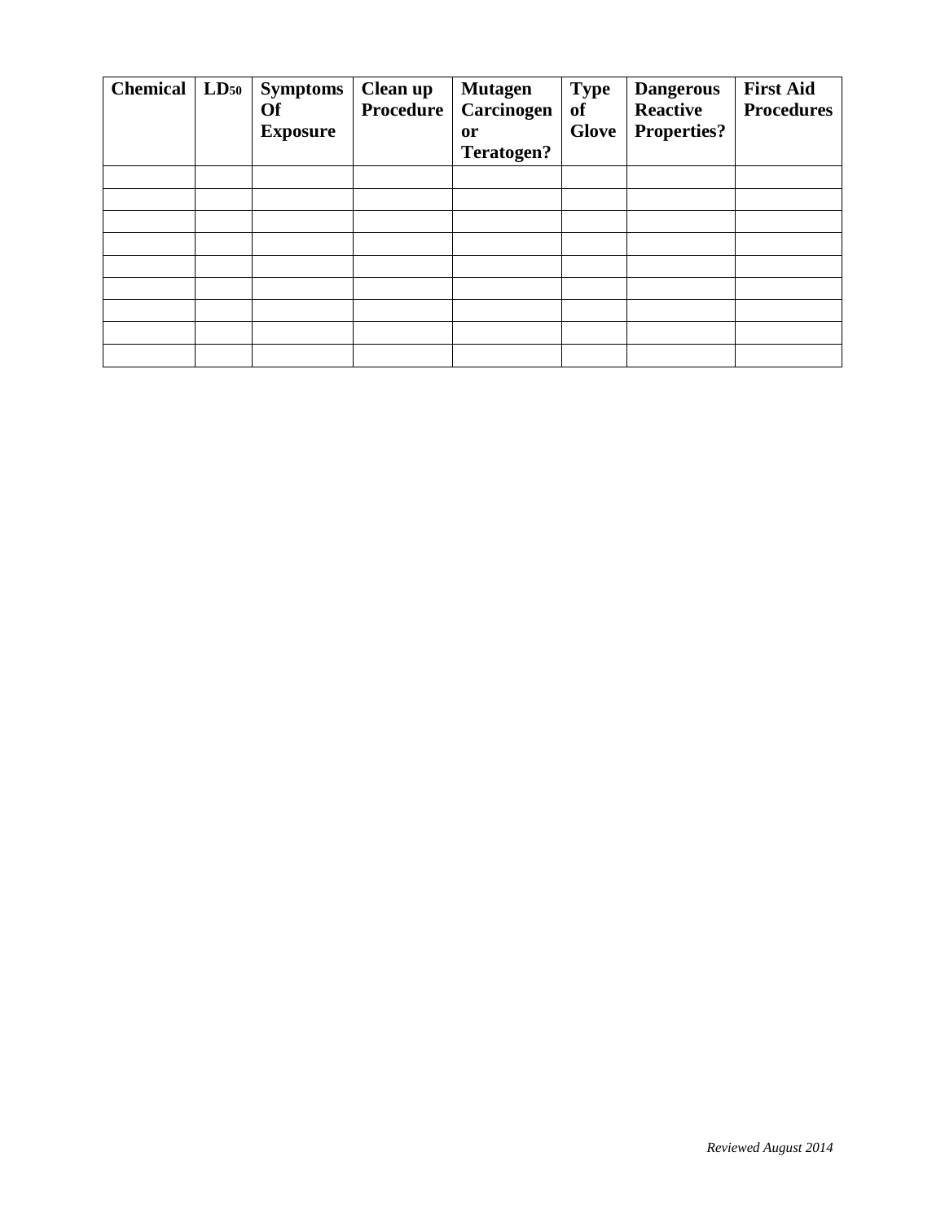| Chemical | $LD_{50}$ | Symptoms Of Exposure | Clean up Procedure | Mutagen Carcinogen or Teratogen? | Type of Glove | Dangerous Reactive Properties? | First Aid Procedures |
|---|---|---|---|---|---|---|---|
| | | | | | | | |
| | | | | | | | |
| | | | | | | | |
| | | | | | | | |
| | | | | | | | |
| | | | | | | | |
| | | | | | | | |
| | | | | | | | |
| | | | | | | | |

*Reviewed August 2014*